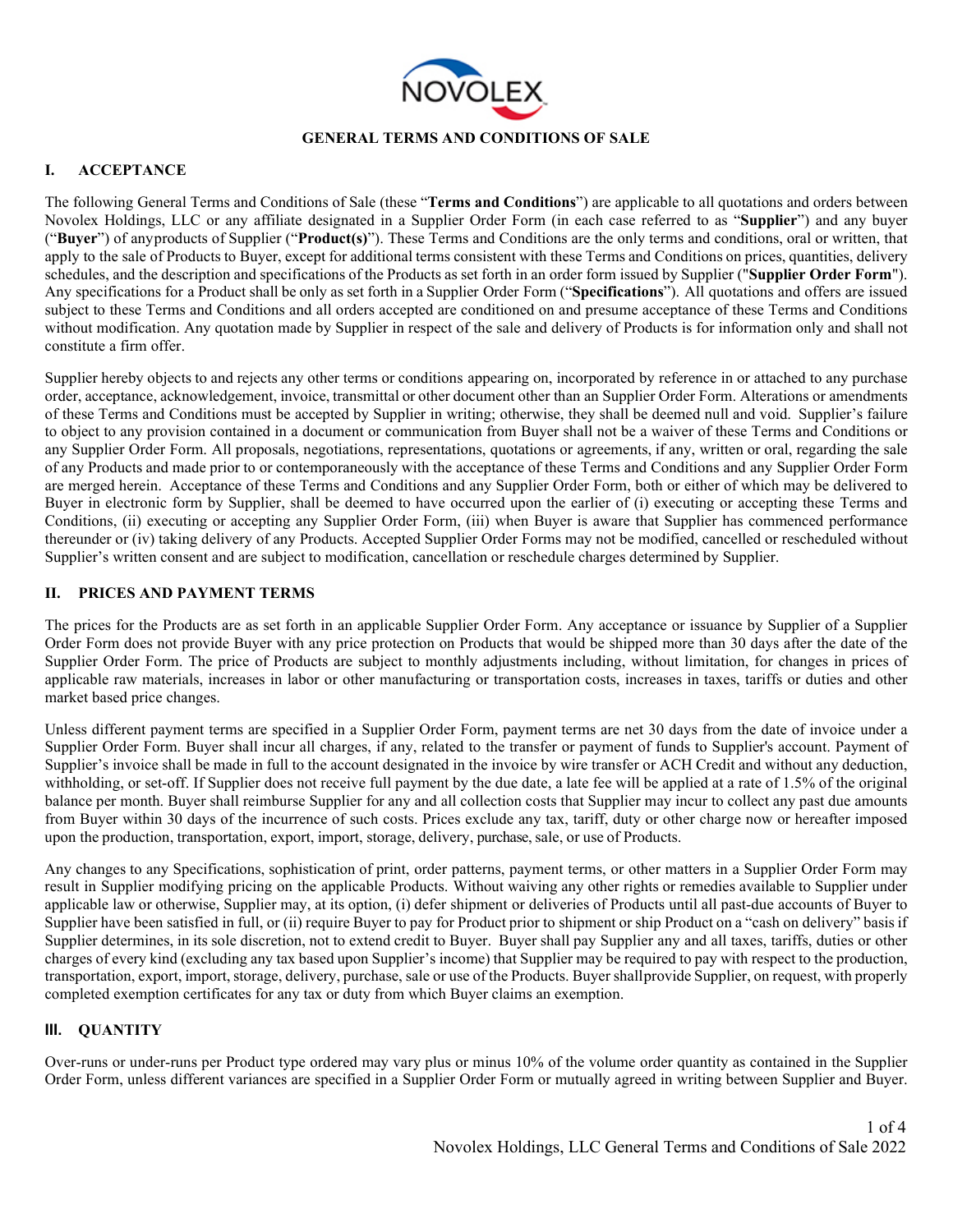# GENERAL TERMS AND CONDITIONS OF SALE

## I. ACCEPTANCE

The following General Terms and Conditions of Sale (these "**Terms and Conditions**") are applicable to all quotations and orders between Novolex Holdings, LLC or any affiliate designated in a Supplier Order Form (in each case referred to as "**Supplier**") and any buyer ("**Buyer**") of anyproducts of Supplier ("**Product(s)**"). These Terms and Conditions are the only terms and conditions, oral or written, that apply to the sale of Products to Buyer, except for additional terms consistent with these Terms and Conditions on prices, quantities, delivery schedules, and the description and specifications of the Products as set forth in an order form issued by Supplier ("**Supplier Order Form**"). Any specifications for a Product shall be only as set forth in a Supplier Order Form ("**Specifications**"). All quotations and offers are issued subject to these Terms and Conditions and all orders accepted are conditioned on and presume acceptance of these Terms and Conditions without modification. Any quotation made by Supplier in respect of the sale and delivery of Products is for information only and shall not constitute a firm offer.

Supplier hereby objects to and rejects any other terms or conditions appearing on, incorporated by reference in or attached to any purchase order, acceptance, acknowledgement, invoice, transmittal or other document other than an Supplier Order Form. Alterations or amendments of these Terms and Conditions must be accepted by Supplier in writing; otherwise, they shall be deemed null and void. Supplier's failure to object to any provision contained in a document or communication from Buyer shall not be a waiver of these Terms and Conditions or any Supplier Order Form. All proposals, negotiations, representations, quotations or agreements, if any, written or oral, regarding the sale of any Products and made prior to or contemporaneously with the acceptance of these Terms and Conditions and any Supplier Order Form are merged herein. Acceptance of these Terms and Conditions and any Supplier Order Form, both or either of which may be delivered to Buyer in electronic form by Supplier, shall be deemed to have occurred upon the earlier of (i) executing or accepting these Terms and Conditions, (ii) executing or accepting any Supplier Order Form, (iii) when Buyer is aware that Supplier has commenced performance thereunder or (iv) taking delivery of any Products. Accepted Supplier Order Forms may not be modified, cancelled or rescheduled without Supplier's written consent and are subject to modification, cancellation or reschedule charges determined by Supplier.

## II. PRICES AND PAYMENT TERMS

The prices for the Products are as set forth in an applicable Supplier Order Form. Any acceptance or issuance by Supplier of a Supplier Order Form does not provide Buyer with any price protection on Products that would be shipped more than 30 days after the date of the Supplier Order Form. The price of Products are subject to monthly adjustments including, without limitation, for changes in prices of applicable raw materials, increases in labor or other manufacturing or transportation costs, increases in taxes, tariffs or duties and other market based price changes.

Unless different payment terms are specified in a Supplier Order Form, payment terms are net 30 days from the date of invoice under a Supplier Order Form. Buyer shall incur all charges, if any, related to the transfer or payment of funds to Supplier's account. Payment of Supplier's invoice shall be made in full to the account designated in the invoice by wire transfer or ACH Credit and without any deduction, withholding, or set-off. If Supplier does not receive full payment by the due date, a late fee will be applied at a rate of 1.5% of the original balance per month. Buyer shall reimburse Supplier for any and all collection costs that Supplier may incur to collect any past due amounts from Buyer within 30 days of the incurrence of such costs. Prices exclude any tax, tariff, duty or other charge now or hereafter imposed upon the production, transportation, export, import, storage, delivery, purchase, sale, or use of Products.

Any changes to any Specifications, sophistication of print, order patterns, payment terms, or other matters in a Supplier Order Form may result in Supplier modifying pricing on the applicable Products. Without waiving any other rights or remedies available to Supplier under applicable law or otherwise, Supplier may, at its option, (i) defer shipment or deliveries of Products until all past-due accounts of Buyer to Supplier have been satisfied in full, or (ii) require Buyer to pay for Product prior to shipment or ship Product on a "cash on delivery" basis if Supplier determines, in its sole discretion, not to extend credit to Buyer. Buyer shall pay Supplier any and all taxes, tariffs, duties or other charges of every kind (excluding any tax based upon Supplier's income) that Supplier may be required to pay with respect to the production, transportation, export, import, storage, delivery, purchase, sale or use of the Products. Buyer shallprovide Supplier, on request, with properly completed exemption certificates for any tax or duty from which Buyer claims an exemption.

## III. QUANTITY

Over-runs or under-runs per Product type ordered may vary plus or minus 10% of the volume order quantity as contained in the Supplier Order Form, unless different variances are specified in a Supplier Order Form or mutually agreed in writing between Supplier and Buyer.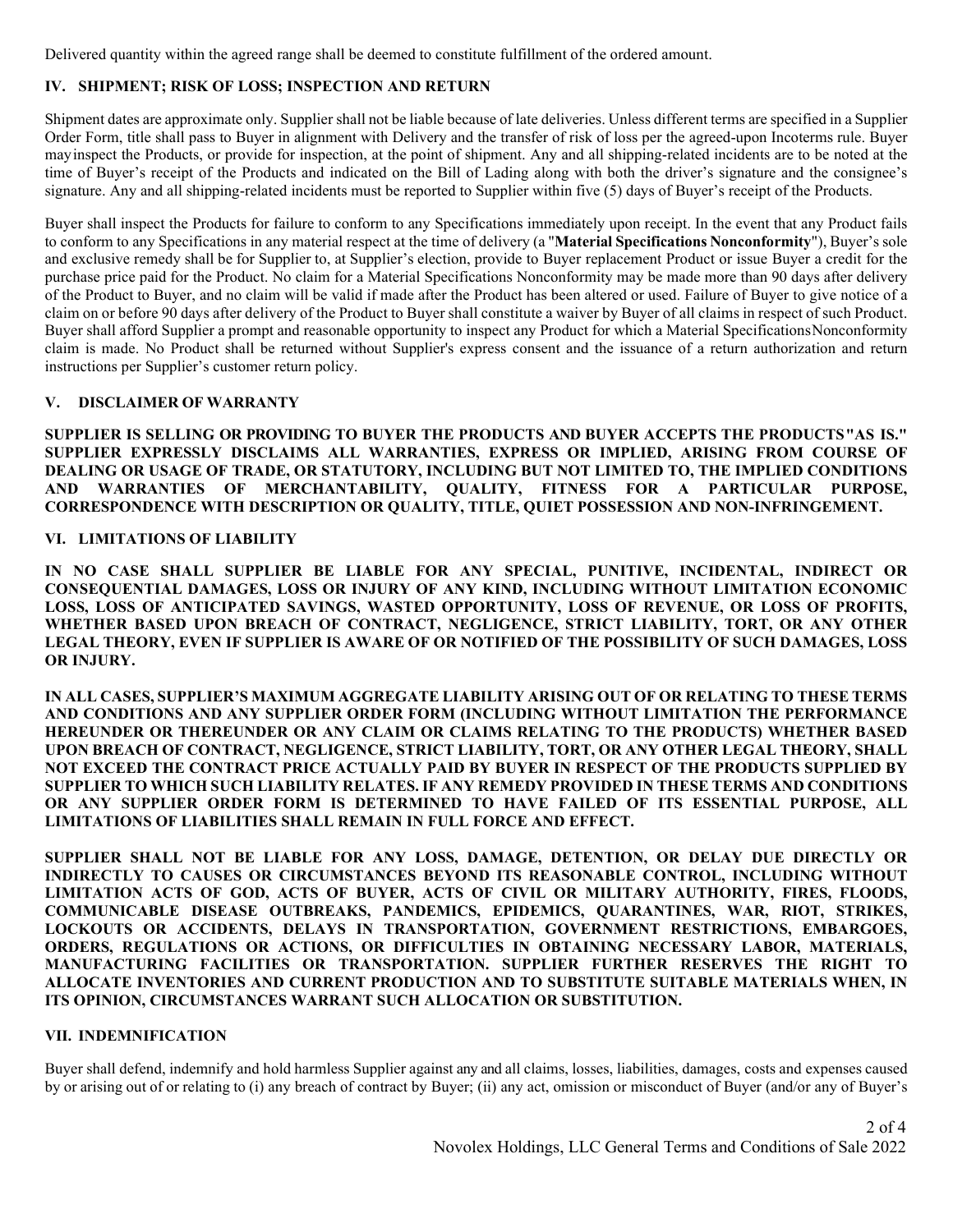Delivered quantity within the agreed range shall be deemed to constitute fulfillment of the ordered amount.

## IV. SHIPMENT; RISK OF LOSS; INSPECTION AND RETURN

Shipment dates are approximate only. Supplier shall not be liable because of late deliveries. Unless different terms are specified in a Supplier Order Form, title shall pass to Buyer in alignment with Delivery and the transfer of risk of loss per the agreed-upon Incoterms rule. Buyer mayinspect the Products, or provide for inspection, at the point of shipment. Any and all shipping-related incidents are to be noted at the time of Buyer's receipt of the Products and indicated on the Bill of Lading along with both the driver's signature and the consignee's signature. Any and all shipping-related incidents must be reported to Supplier within five (5) days of Buyer's receipt of the Products.

Buyer shall inspect the Products for failure to conform to any Specifications immediately upon receipt. In the event that any Product fails to conform to any Specifications in any material respect at the time of delivery (a "**Material Specifications Nonconformity**"), Buyer's sole and exclusive remedy shall be for Supplier to, at Supplier's election, provide to Buyer replacement Product or issue Buyer a credit for the purchase price paid for the Product. No claim for a Material Specifications Nonconformity may be made more than 90 days after delivery of the Product to Buyer, and no claim will be valid if made after the Product has been altered or used. Failure of Buyer to give notice of a claim on or before 90 days after delivery of the Product to Buyer shall constitute a waiver by Buyer of all claims in respect of such Product. Buyer shall afford Supplier a prompt and reasonable opportunity to inspect any Product for which a Material SpecificationsNonconformity claim is made. No Product shall be returned without Supplier's express consent and the issuance of a return authorization and return instructions per Supplier's customer return policy.

## V. DISCLAIMER OF WARRANTY

**SUPPLIER IS SELLING OR PROVIDING TO BUYER THE PRODUCTS AND BUYER ACCEPTS THE PRODUCTS "AS IS." SUPPLIER EXPRESSLY DISCLAIMS ALL WARRANTIES, EXPRESS OR IMPLIED, ARISING FROM COURSE OF DEALING OR USAGE OF TRADE, OR STATUTORY, INCLUDING BUT NOT LIMITED TO, THE IMPLIED CONDITIONS AND WARRANTIES OF MERCHANTABILITY, QUALITY, FITNESS FOR A PARTICULAR PURPOSE, CORRESPONDENCE WITH DESCRIPTION OR QUALITY, TITLE, QUIET POSSESSION AND NON-INFRINGEMENT.**

## VI. LIMITATIONS OF LIABILITY

**IN NO CASE SHALL SUPPLIER BE LIABLE FOR ANY SPECIAL, PUNITIVE, INCIDENTAL, INDIRECT OR CONSEQUENTIAL DAMAGES, LOSS OR INJURY OF ANY KIND, INCLUDING WITHOUT LIMITATION ECONOMIC LOSS, LOSS OF ANTICIPATED SAVINGS, WASTED OPPORTUNITY, LOSS OF REVENUE, OR LOSS OF PROFITS, WHETHER BASED UPON BREACH OF CONTRACT, NEGLIGENCE, STRICT LIABILITY, TORT, OR ANY OTHER LEGAL THEORY, EVEN IF SUPPLIER IS AWARE OF OR NOTIFIED OF THE POSSIBILITY OF SUCH DAMAGES, LOSS OR INJURY.**

**IN ALL CASES, SUPPLIER'S MAXIMUM AGGREGATE LIABILITY ARISING OUT OF OR RELATING TO THESE TERMS AND CONDITIONS AND ANY SUPPLIER ORDER FORM (INCLUDING WITHOUT LIMITATION THE PERFORMANCE HEREUNDER OR THEREUNDER OR ANY CLAIM OR CLAIMS RELATING TO THE PRODUCTS) WHETHER BASED UPON BREACH OF CONTRACT, NEGLIGENCE, STRICT LIABILITY, TORT, OR ANY OTHER LEGAL THEORY, SHALL NOT EXCEED THE CONTRACT PRICE ACTUALLY PAID BY BUYER IN RESPECT OF THE PRODUCTS SUPPLIED BY SUPPLIER TO WHICH SUCH LIABILITY RELATES. IF ANY REMEDY PROVIDED IN THESE TERMS AND CONDITIONS OR ANY SUPPLIER ORDER FORM IS DETERMINED TO HAVE FAILED OF ITS ESSENTIAL PURPOSE, ALL LIMITATIONS OF LIABILITIES SHALL REMAIN IN FULL FORCE AND EFFECT.**

**SUPPLIER SHALL NOT BE LIABLE FOR ANY LOSS, DAMAGE, DETENTION, OR DELAY DUE DIRECTLY OR INDIRECTLY TO CAUSES OR CIRCUMSTANCES BEYOND ITS REASONABLE CONTROL, INCLUDING WITHOUT LIMITATION ACTS OF GOD, ACTS OF BUYER, ACTS OF CIVIL OR MILITARY AUTHORITY, FIRES, FLOODS, COMMUNICABLE DISEASE OUTBREAKS, PANDEMICS, EPIDEMICS, QUARANTINES, WAR, RIOT, STRIKES, LOCKOUTS OR ACCIDENTS, DELAYS IN TRANSPORTATION, GOVERNMENT RESTRICTIONS, EMBARGOES, ORDERS, REGULATIONS OR ACTIONS, OR DIFFICULTIES IN OBTAINING NECESSARY LABOR, MATERIALS, MANUFACTURING FACILITIES OR TRANSPORTATION. SUPPLIER FURTHER RESERVES THE RIGHT TO ALLOCATE INVENTORIES AND CURRENT PRODUCTION AND TO SUBSTITUTE SUITABLE MATERIALS WHEN, IN ITS OPINION, CIRCUMSTANCES WARRANT SUCH ALLOCATION OR SUBSTITUTION.**

## VII. INDEMNIFICATION

Buyer shall defend, indemnify and hold harmless Supplier against any and all claims, losses, liabilities, damages, costs and expenses caused by or arising out of or relating to (i) any breach of contract by Buyer; (ii) any act, omission or misconduct of Buyer (and/or any of Buyer's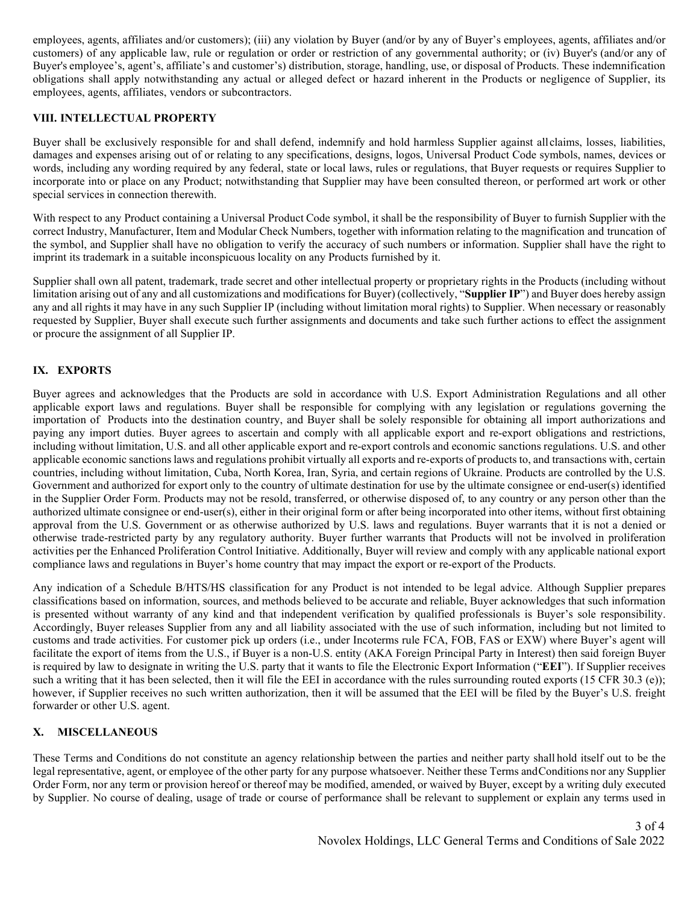employees, agents, affiliates and/or customers); (iii) any violation by Buyer (and/or by any of Buyer's employees, agents, affiliates and/or customers) of any applicable law, rule or regulation or order or restriction of any governmental authority; or (iv) Buyer's (and/or any of Buyer's employee's, agent's, affiliate's and customer's) distribution, storage, handling, use, or disposal of Products. These indemnification obligations shall apply notwithstanding any actual or alleged defect or hazard inherent in the Products or negligence of Supplier, its employees, agents, affiliates, vendors or subcontractors.

## VIII. INTELLECTUAL PROPERTY

Buyer shall be exclusively responsible for and shall defend, indemnify and hold harmless Supplier against all claims, losses, liabilities, damages and expenses arising out of or relating to any specifications, designs, logos, Universal Product Code symbols, names, devices or words, including any wording required by any federal, state or local laws, rules or regulations, that Buyer requests or requires Supplier to incorporate into or place on any Product; notwithstanding that Supplier may have been consulted thereon, or performed art work or other special services in connection therewith.

With respect to any Product containing a Universal Product Code symbol, it shall be the responsibility of Buyer to furnish Supplier with the correct Industry, Manufacturer, Item and Modular Check Numbers, together with information relating to the magnification and truncation of the symbol, and Supplier shall have no obligation to verify the accuracy of such numbers or information. Supplier shall have the right to imprint its trademark in a suitable inconspicuous locality on any Products furnished by it.

Supplier shall own all patent, trademark, trade secret and other intellectual property or proprietary rights in the Products (including without limitation arising out of any and all customizations and modifications for Buyer) (collectively, "**Supplier IP**") and Buyer does hereby assign any and all rights it may have in any such Supplier IP (including without limitation moral rights) to Supplier. When necessary or reasonably requested by Supplier, Buyer shall execute such further assignments and documents and take such further actions to effect the assignment or procure the assignment of all Supplier IP.

## IX. EXPORTS

Buyer agrees and acknowledges that the Products are sold in accordance with U.S. Export Administration Regulations and all other applicable export laws and regulations. Buyer shall be responsible for complying with any legislation or regulations governing the importation of Products into the destination country, and Buyer shall be solely responsible for obtaining all import authorizations and paying any import duties. Buyer agrees to ascertain and comply with all applicable export and re-export obligations and restrictions, including without limitation, U.S. and all other applicable export and re-export controls and economic sanctions regulations. U.S. and other applicable economic sanctions laws and regulations prohibit virtually all exports and re-exports of products to, and transactions with, certain countries, including without limitation, Cuba, North Korea, Iran, Syria, and certain regions of Ukraine. Products are controlled by the U.S. Government and authorized for export only to the country of ultimate destination for use by the ultimate consignee or end-user(s) identified in the Supplier Order Form. Products may not be resold, transferred, or otherwise disposed of, to any country or any person other than the authorized ultimate consignee or end-user(s), either in their original form or after being incorporated into other items, without first obtaining approval from the U.S. Government or as otherwise authorized by U.S. laws and regulations. Buyer warrants that it is not a denied or otherwise trade-restricted party by any regulatory authority. Buyer further warrants that Products will not be involved in proliferation activities per the Enhanced Proliferation Control Initiative. Additionally, Buyer will review and comply with any applicable national export compliance laws and regulations in Buyer's home country that may impact the export or re-export of the Products.

Any indication of a Schedule B/HTS/HS classification for any Product is not intended to be legal advice. Although Supplier prepares classifications based on information, sources, and methods believed to be accurate and reliable, Buyer acknowledges that such information is presented without warranty of any kind and that independent verification by qualified professionals is Buyer's sole responsibility. Accordingly, Buyer releases Supplier from any and all liability associated with the use of such information, including but not limited to customs and trade activities. For customer pick up orders (i.e., under Incoterms rule FCA, FOB, FAS or EXW) where Buyer's agent will facilitate the export of items from the U.S., if Buyer is a non-U.S. entity (AKA Foreign Principal Party in Interest) then said foreign Buyer is required by law to designate in writing the U.S. party that it wants to file the Electronic Export Information ("**EEI**"). If Supplier receives such a writing that it has been selected, then it will file the EEI in accordance with the rules surrounding routed exports (15 CFR 30.3 (e)); however, if Supplier receives no such written authorization, then it will be assumed that the EEI will be filed by the Buyer's U.S. freight forwarder or other U.S. agent.

## X. MISCELLANEOUS

These Terms and Conditions do not constitute an agency relationship between the parties and neither party shall hold itself out to be the legal representative, agent, or employee of the other party for any purpose whatsoever. Neither these Terms and Conditions nor any Supplier Order Form, nor any term or provision hereof or thereof may be modified, amended, or waived by Buyer, except by a writing duly executed by Supplier. No course of dealing, usage of trade or course of performance shall be relevant to supplement or explain any terms used in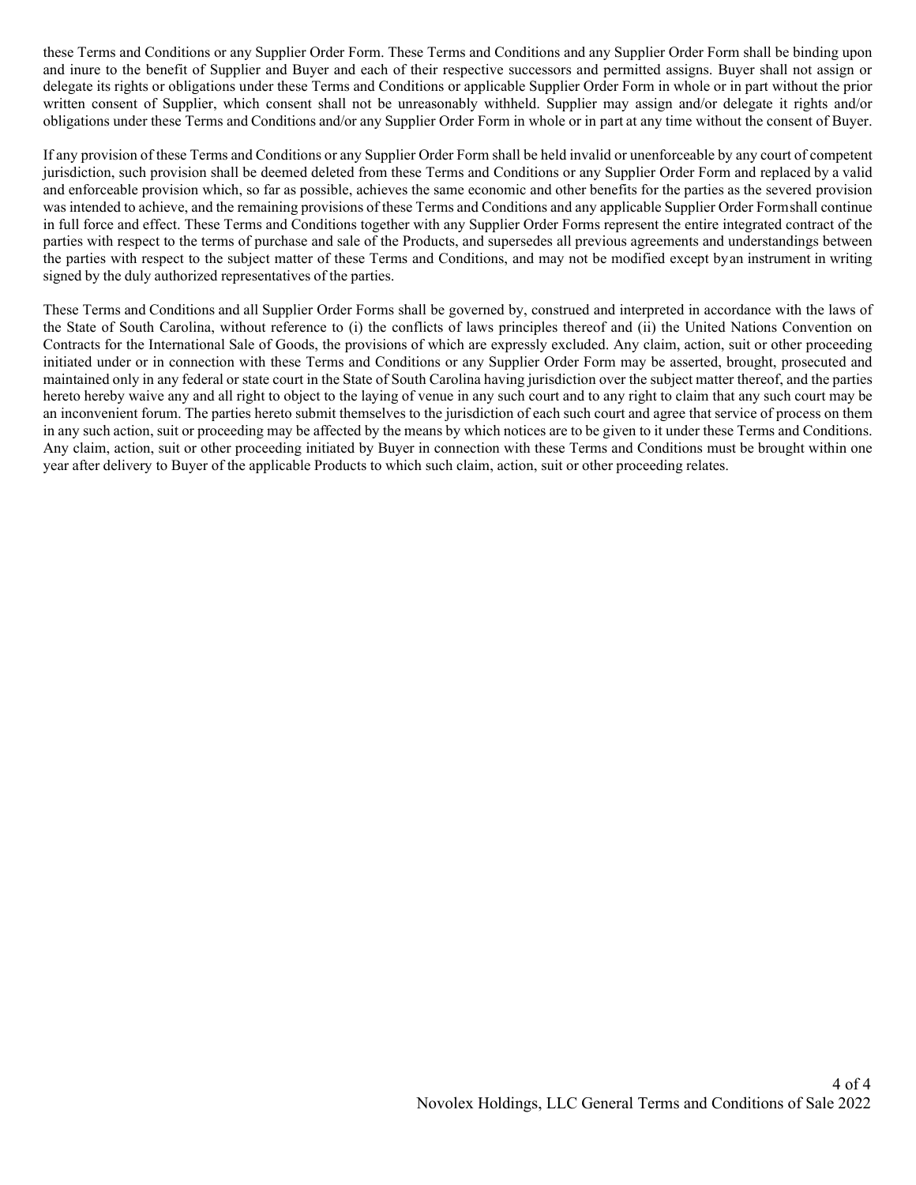these Terms and Conditions or any Supplier Order Form. These Terms and Conditions and any Supplier Order Form shall be binding upon and inure to the benefit of Supplier and Buyer and each of their respective successors and permitted assigns. Buyer shall not assign or delegate its rights or obligations under these Terms and Conditions or applicable Supplier Order Form in whole or in part without the prior written consent of Supplier, which consent shall not be unreasonably withheld. Supplier may assign and/or delegate it rights and/or obligations under these Terms and Conditions and/or any Supplier Order Form in whole or in part at any time without the consent of Buyer.

If any provision of these Terms and Conditions or any Supplier Order Form shall be held invalid or unenforceable by any court of competent jurisdiction, such provision shall be deemed deleted from these Terms and Conditions or any Supplier Order Form and replaced by a valid and enforceable provision which, so far as possible, achieves the same economic and other benefits for the parties as the severed provision was intended to achieve, and the remaining provisions of these Terms and Conditions and any applicable Supplier Order Formshall continue in full force and effect. These Terms and Conditions together with any Supplier Order Forms represent the entire integrated contract of the parties with respect to the terms of purchase and sale of the Products, and supersedes all previous agreements and understandings between the parties with respect to the subject matter of these Terms and Conditions, and may not be modified except byan instrument in writing signed by the duly authorized representatives of the parties.

These Terms and Conditions and all Supplier Order Forms shall be governed by, construed and interpreted in accordance with the laws of the State of South Carolina, without reference to (i) the conflicts of laws principles thereof and (ii) the United Nations Convention on Contracts for the International Sale of Goods, the provisions of which are expressly excluded. Any claim, action, suit or other proceeding initiated under or in connection with these Terms and Conditions or any Supplier Order Form may be asserted, brought, prosecuted and maintained only in any federal or state court in the State of South Carolina having jurisdiction over the subject matter thereof, and the parties hereto hereby waive any and all right to object to the laying of venue in any such court and to any right to claim that any such court may be an inconvenient forum. The parties hereto submit themselves to the jurisdiction of each such court and agree that service of process on them in any such action, suit or proceeding may be affected by the means by which notices are to be given to it under these Terms and Conditions. Any claim, action, suit or other proceeding initiated by Buyer in connection with these Terms and Conditions must be brought within one year after delivery to Buyer of the applicable Products to which such claim, action, suit or other proceeding relates.